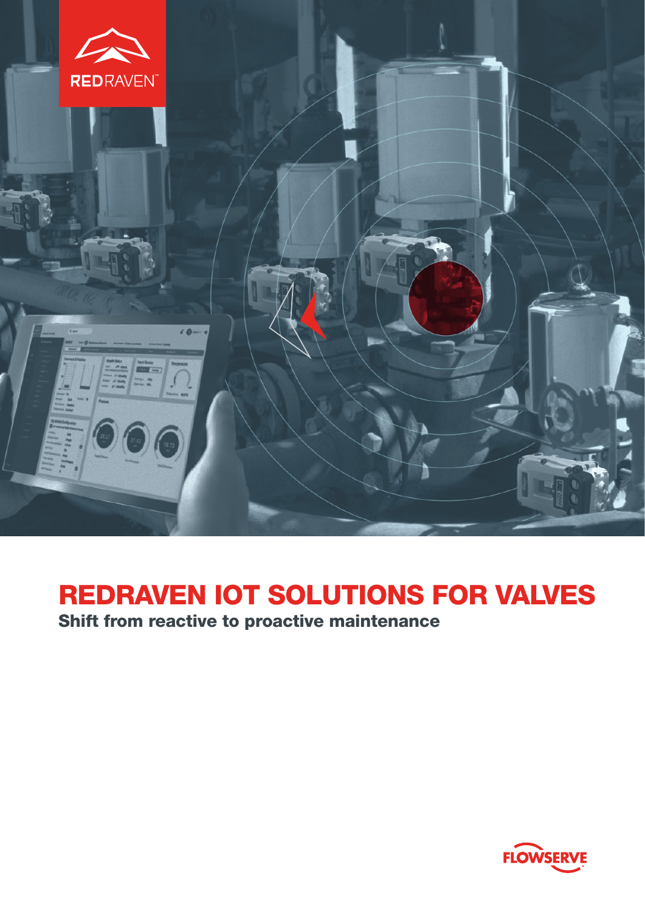# REDRAVEN IOT SOLUTIONS FOR VALVES

**Shift from reactive to proactive maintenance**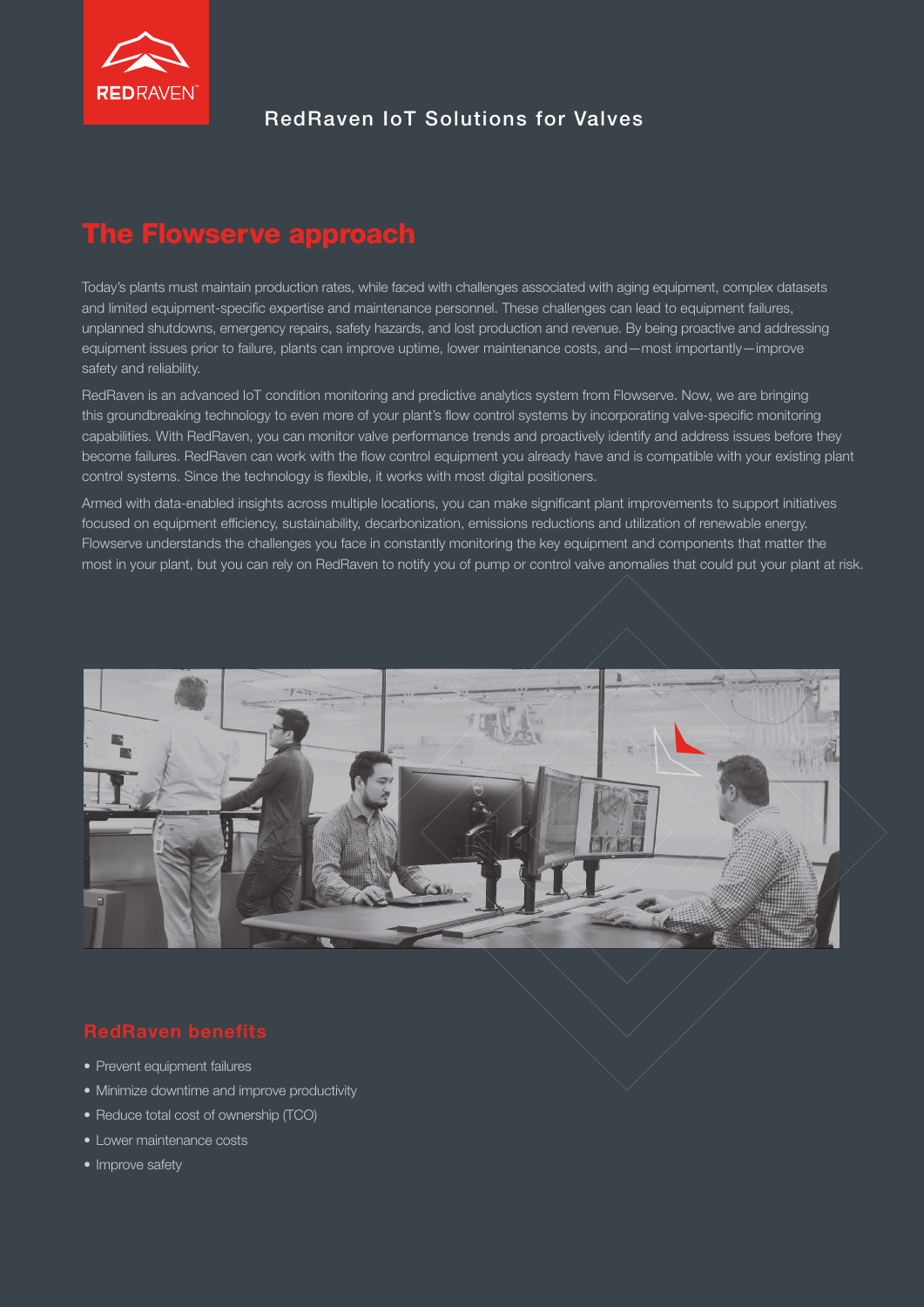RedRaven IoT Solutions for Valves

# The Flowserve approach

Today's plants must maintain production rates, while faced with challenges associated with aging equipment, complex datasets and limited equipment-specific expertise and maintenance personnel. These challenges can lead to equipment failures, unplanned shutdowns, emergency repairs, safety hazards, and lost production and revenue. By being proactive and addressing equipment issues prior to failure, plants can improve uptime, lower maintenance costs, and—most importantly—improve safety and reliability.

RedRaven is an advanced IoT condition monitoring and predictive analytics system from Flowserve. Now, we are bringing this groundbreaking technology to even more of your plant's flow control systems by incorporating valve-specific monitoring capabilities. With RedRaven, you can monitor valve performance trends and proactively identify and address issues before they become failures. RedRaven can work with the flow control equipment you already have and is compatible with your existing plant control systems. Since the technology is flexible, it works with most digital positioners.

Armed with data-enabled insights across multiple locations, you can make significant plant improvements to support initiatives focused on equipment efficiency, sustainability, decarbonization, emissions reductions and utilization of renewable energy. Flowserve understands the challenges you face in constantly monitoring the key equipment and components that matter the most in your plant, but you can rely on RedRaven to notify you of pump or control valve anomalies that could put your plant at risk.

## RedRaven benefits

- Prevent equipment failures
- Minimize downtime and improve productivity
- Reduce total cost of ownership (TCO)
- Lower maintenance costs
- Improve safety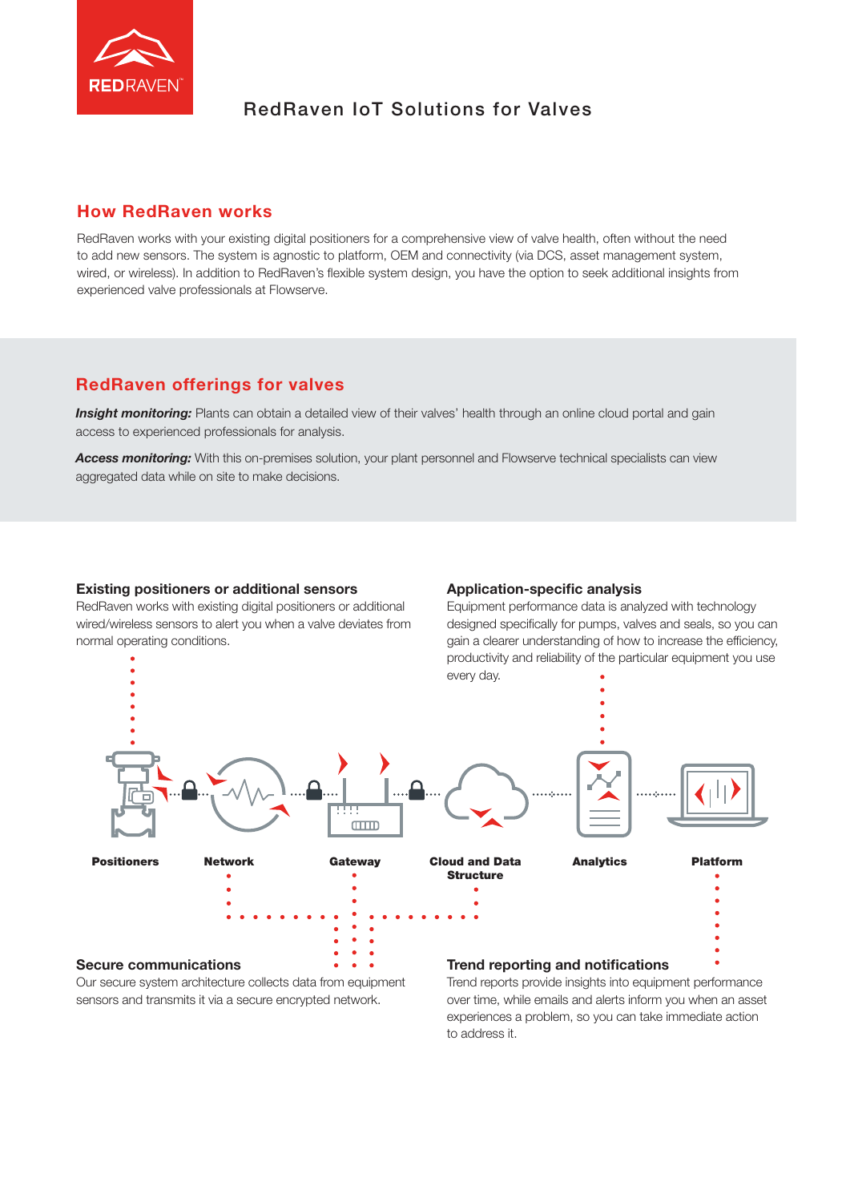REDRAVEN™

# RedRaven IoT Solutions for Valves

## How RedRaven works

RedRaven works with your existing digital positioners for a comprehensive view of valve health, often without the need to add new sensors. The system is agnostic to platform, OEM and connectivity (via DCS, asset management system, wired, or wireless). In addition to RedRaven's flexible system design, you have the option to seek additional insights from experienced valve professionals at Flowserve.

## RedRaven offerings for valves

***Insight monitoring:*** Plants can obtain a detailed view of their valves' health through an online cloud portal and gain access to experienced professionals for analysis.

***Access monitoring:*** With this on-premises solution, your plant personnel and Flowserve technical specialists can view aggregated data while on site to make decisions.

### Existing positioners or additional sensors

RedRaven works with existing digital positioners or additional wired/wireless sensors to alert you when a valve deviates from normal operating conditions.

### Application-specific analysis

Equipment performance data is analyzed with technology designed specifically for pumps, valves and seals, so you can gain a clearer understanding of how to increase the efficiency, productivity and reliability of the particular equipment you use every day.

**Positioners** · **Network** · **Gateway** · **Cloud and Data Structure** · **Analytics** · **Platform**

### Secure communications

Our secure system architecture collects data from equipment sensors and transmits it via a secure encrypted network.

### Trend reporting and notifications

Trend reports provide insights into equipment performance over time, while emails and alerts inform you when an asset experiences a problem, so you can take immediate action to address it.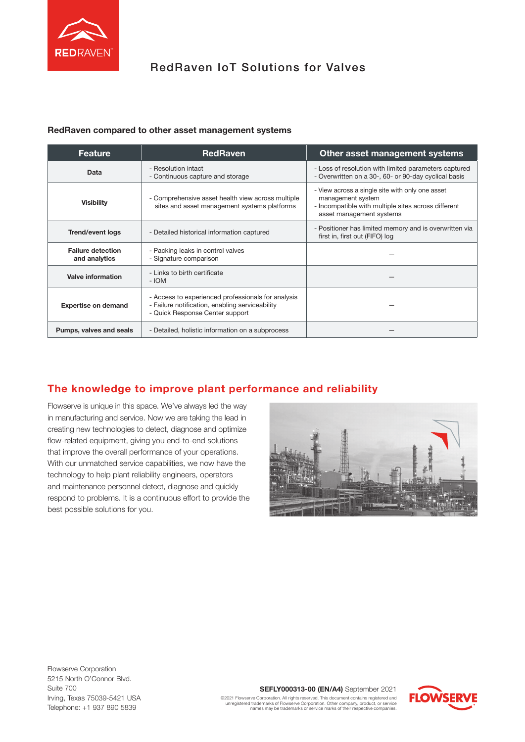REDRAVEN™

# RedRaven IoT Solutions for Valves

### RedRaven compared to other asset management systems

| Feature | RedRaven | Other asset management systems |
|---|---|---|
| **Data** | - Resolution intact<br>- Continuous capture and storage | - Loss of resolution with limited parameters captured<br>- Overwritten on a 30-, 60- or 90-day cyclical basis |
| **Visibility** | - Comprehensive asset health view across multiple sites and asset management systems platforms | - View across a single site with only one asset management system<br>- Incompatible with multiple sites across different asset management systems |
| **Trend/event logs** | - Detailed historical information captured | - Positioner has limited memory and is overwritten via first in, first out (FIFO) log |
| **Failure detection and analytics** | - Packing leaks in control valves<br>- Signature comparison | – |
| **Valve information** | - Links to birth certificate<br>- IOM | – |
| **Expertise on demand** | - Access to experienced professionals for analysis<br>- Failure notification, enabling serviceability<br>- Quick Response Center support | – |
| **Pumps, valves and seals** | - Detailed, holistic information on a subprocess | – |

## The knowledge to improve plant performance and reliability

Flowserve is unique in this space. We've always led the way in manufacturing and service. Now we are taking the lead in creating new technologies to detect, diagnose and optimize flow-related equipment, giving you end-to-end solutions that improve the overall performance of your operations. With our unmatched service capabilities, we now have the technology to help plant reliability engineers, operators and maintenance personnel detect, diagnose and quickly respond to problems. It is a continuous effort to provide the best possible solutions for you.

Flowserve Corporation
5215 North O'Connor Blvd.
Suite 700
Irving, Texas 75039-5421 USA
Telephone: +1 937 890 5839

**SEFLY000313-00 (EN/A4)** September 2021

©2021 Flowserve Corporation. All rights reserved. This document contains registered and unregistered trademarks of Flowserve Corporation. Other company, product, or service names may be trademarks or service marks of their respective companies.

FLOWSERVE